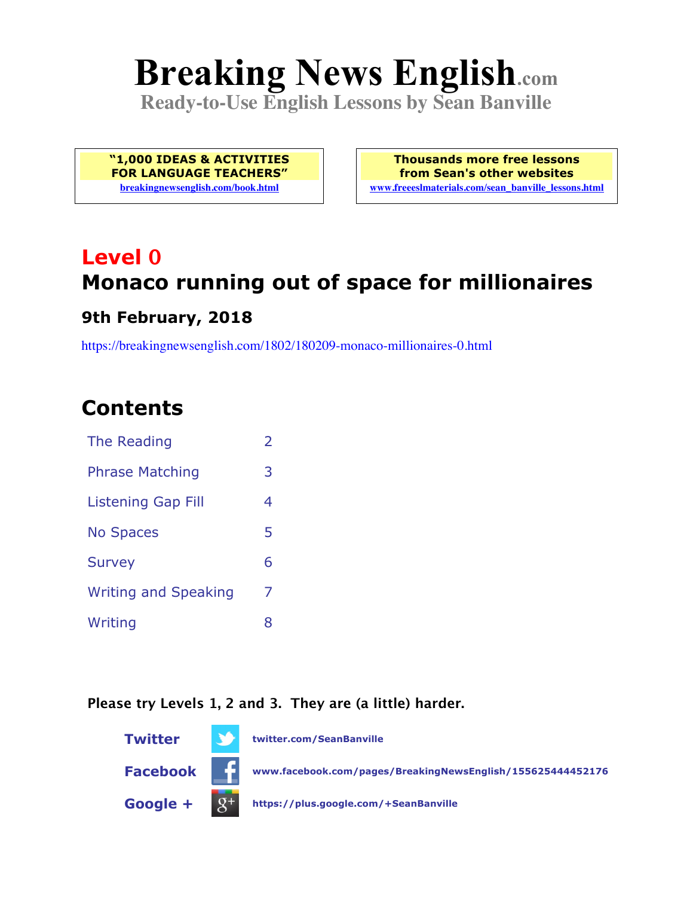# Breaking News English.com

**Ready-to-Use English Lessons by Sean Banville**

| "1,000 IDEAS & ACTIVITIES FOR LANGUAGE TEACHERS" | Thousands more free lessons from Sean's other websites |
|---|---|
| breakingnewsenglish.com/book.html | www.freeeslmaterials.com/sean_banville_lessons.html |

## Level 0

## Monaco running out of space for millionaires

### 9th February, 2018

https://breakingnewsenglish.com/1802/180209-monaco-millionaires-0.html

## Contents

| | |
|---|---|
| The Reading | 2 |
| Phrase Matching | 3 |
| Listening Gap Fill | 4 |
| No Spaces | 5 |
| Survey | 6 |
| Writing and Speaking | 7 |
| Writing | 8 |

**Please try Levels 1, 2 and 3. They are (a little) harder.**

**Twitter** twitter.com/SeanBanville

**Facebook** www.facebook.com/pages/BreakingNewsEnglish/155625444452176

**Google +** https://plus.google.com/+SeanBanville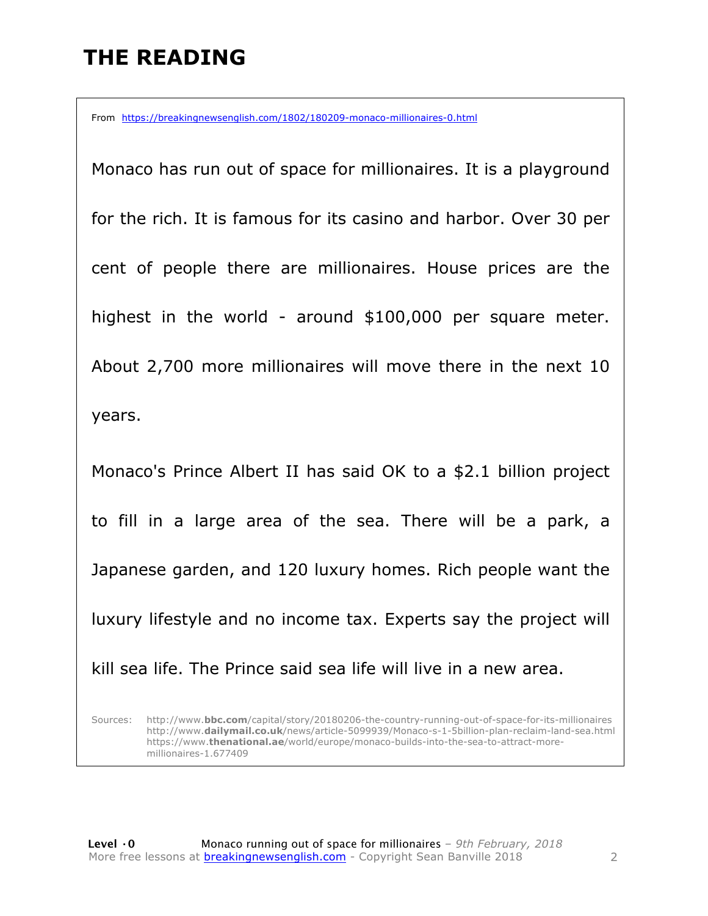# THE READING

From https://breakingnewsenglish.com/1802/180209-monaco-millionaires-0.html

Monaco has run out of space for millionaires. It is a playground for the rich. It is famous for its casino and harbor. Over 30 per cent of people there are millionaires. House prices are the highest in the world - around $100,000 per square meter. About 2,700 more millionaires will move there in the next 10 years.

Monaco's Prince Albert II has said OK to a $2.1 billion project to fill in a large area of the sea. There will be a park, a Japanese garden, and 120 luxury homes. Rich people want the luxury lifestyle and no income tax. Experts say the project will kill sea life. The Prince said sea life will live in a new area.

Sources:
http://www.**bbc.com**/capital/story/20180206-the-country-running-out-of-space-for-its-millionaires
http://www.**dailymail.co.uk**/news/article-5099939/Monaco-s-1-5billion-plan-reclaim-land-sea.html
https://www.**thenational.ae**/world/europe/monaco-builds-into-the-sea-to-attract-more-millionaires-1.677409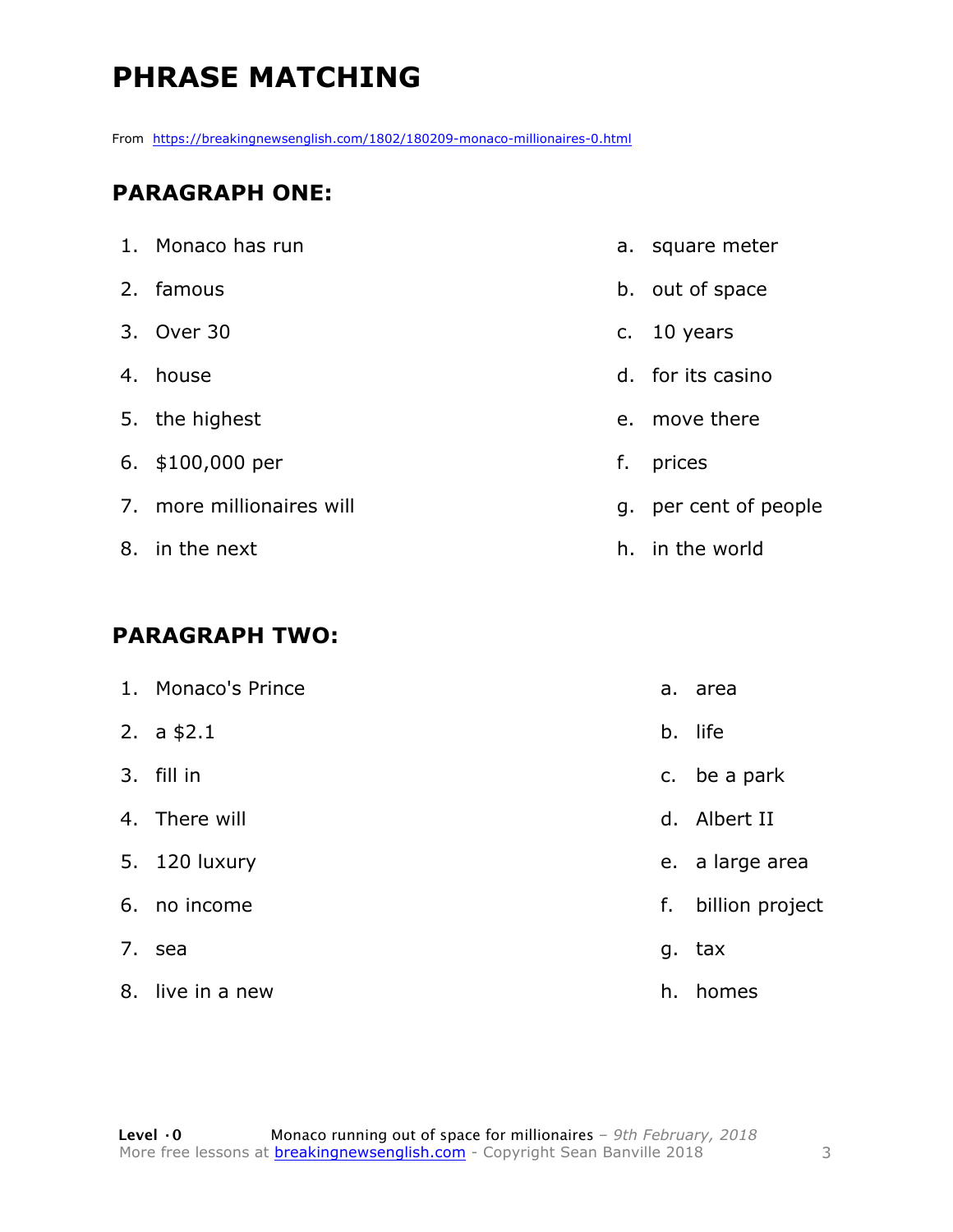# PHRASE MATCHING

From https://breakingnewsenglish.com/1802/180209-monaco-millionaires-0.html

## PARAGRAPH ONE:

1. Monaco has run
2. famous
3. Over 30
4. house
5. the highest
6. $100,000 per
7. more millionaires will
8. in the next

a. square meter
b. out of space
c. 10 years
d. for its casino
e. move there
f. prices
g. per cent of people
h. in the world

## PARAGRAPH TWO:

1. Monaco's Prince
2. a $2.1
3. fill in
4. There will
5. 120 luxury
6. no income
7. sea
8. live in a new

a. area
b. life
c. be a park
d. Albert II
e. a large area
f. billion project
g. tax
h. homes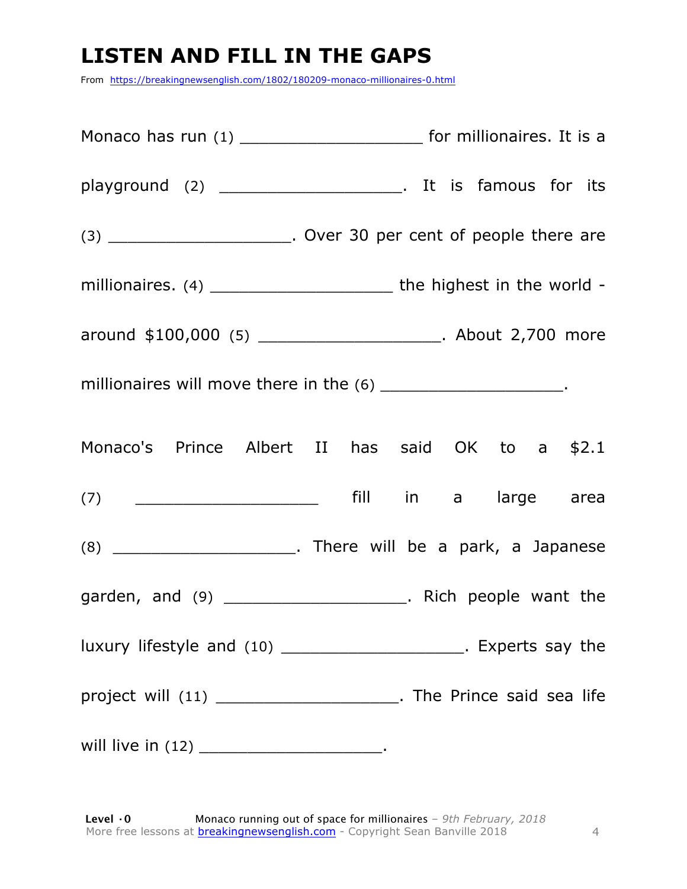# LISTEN AND FILL IN THE GAPS

From https://breakingnewsenglish.com/1802/180209-monaco-millionaires-0.html

Monaco has run (1) ___________________ for millionaires. It is a playground (2) ___________________. It is famous for its (3) ___________________. Over 30 per cent of people there are millionaires. (4) ___________________ the highest in the world - around $100,000 (5) ___________________. About 2,700 more millionaires will move there in the (6) ___________________.

Monaco's Prince Albert II has said OK to a $2.1 (7) ___________________ fill in a large area (8) ___________________. There will be a park, a Japanese garden, and (9) ___________________. Rich people want the luxury lifestyle and (10) ___________________. Experts say the project will (11) ___________________. The Prince said sea life will live in (12) ___________________.

**Level ·0** Monaco running out of space for millionaires – *9th February, 2018*
More free lessons at breakingnewsenglish.com - Copyright Sean Banville 2018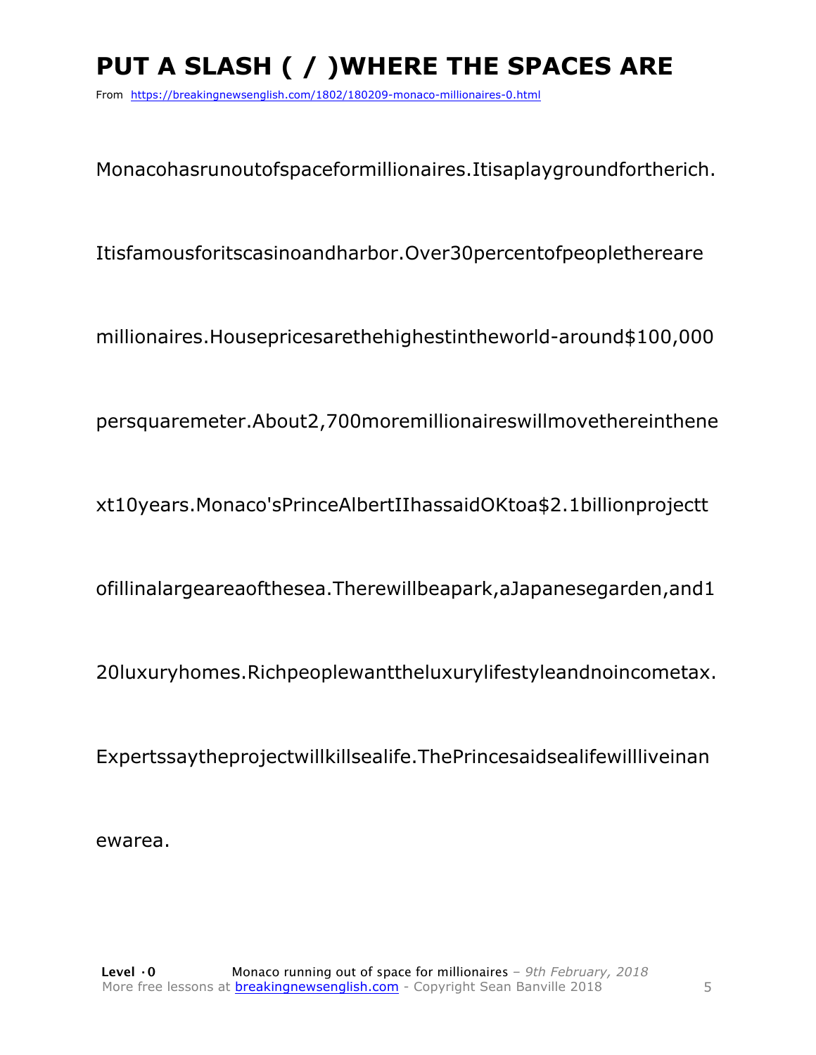# PUT A SLASH ( / )WHERE THE SPACES ARE

From https://breakingnewsenglish.com/1802/180209-monaco-millionaires-0.html

Monacohasrunoutofspaceformillionaires.Itisaplaygroundfortherich.

Itisfamousforitscasinoandharbor.Over30percentofpeoplethereare

millionaires.Housepricesarethehighestintheworld-around$100,000

persquaremeter.About2,700moremillionaireswillmovethereinthene

xt10years.Monaco'sPrinceAlbertIIhassaidOKtoa$2.1billionprojectt

ofillinalargeareaofthesea.Therewillbeapark,aJapanesegarden,and1

20luxuryhomes.Richpeoplewanttheluxurylifestyleandnoincometax.

Expertssaytheprojectwillkillsealife.ThePrincesaidsealifewillliveinan

ewarea.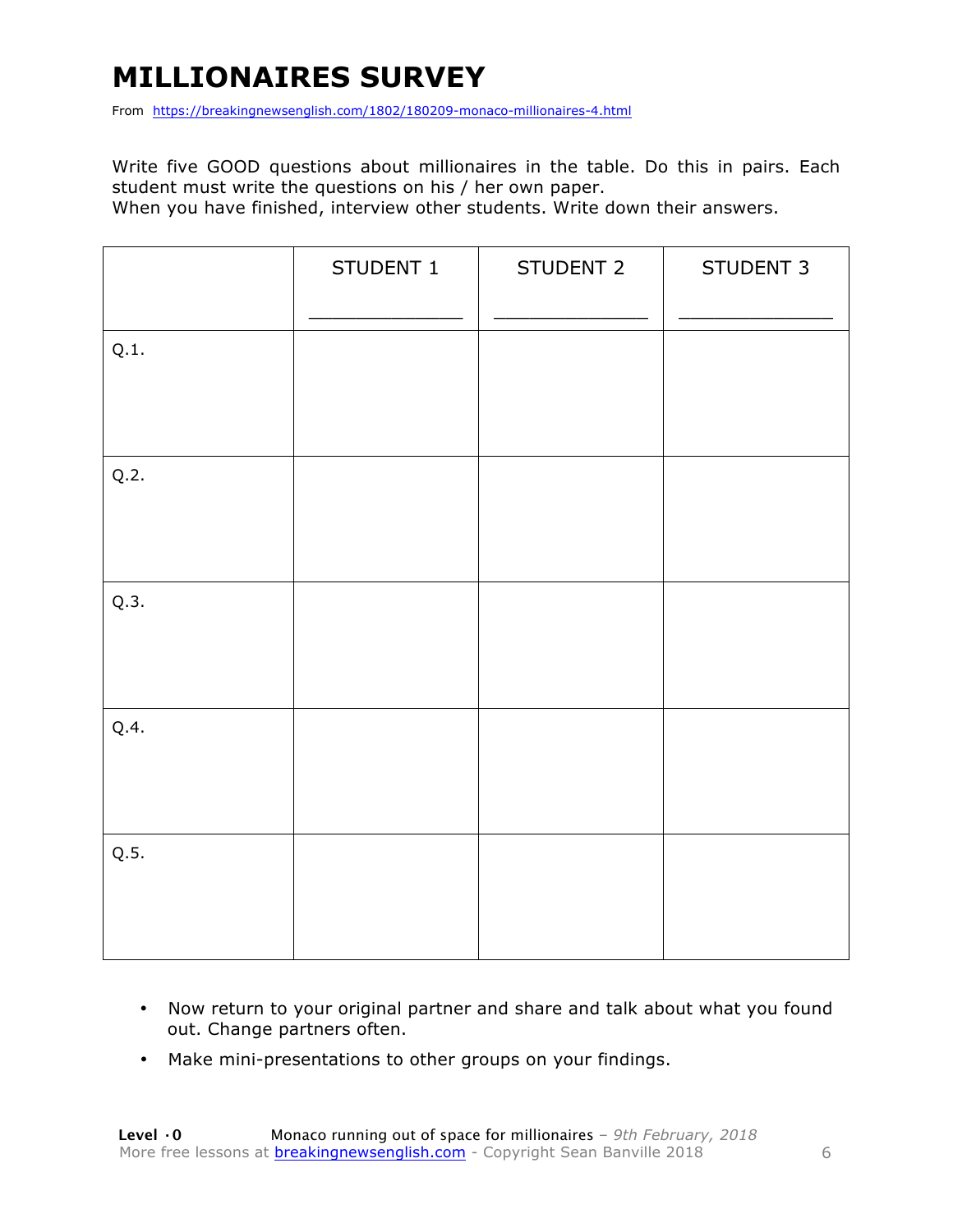# MILLIONAIRES SURVEY

From https://breakingnewsenglish.com/1802/180209-monaco-millionaires-4.html

Write five GOOD questions about millionaires in the table. Do this in pairs. Each student must write the questions on his / her own paper.
When you have finished, interview other students. Write down their answers.

| | STUDENT 1<br>_____________ | STUDENT 2<br>_____________ | STUDENT 3<br>_____________ |
|---|---|---|---|
| Q.1. | | | |
| Q.2. | | | |
| Q.3. | | | |
| Q.4. | | | |
| Q.5. | | | |

- Now return to your original partner and share and talk about what you found out. Change partners often.
- Make mini-presentations to other groups on your findings.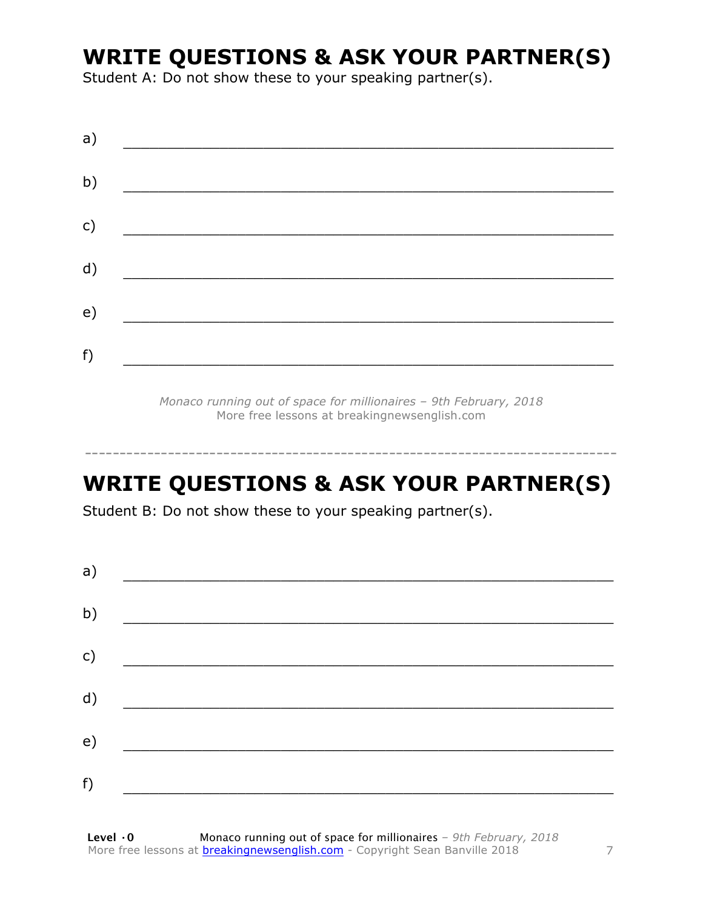## WRITE QUESTIONS & ASK YOUR PARTNER(S)

Student A: Do not show these to your speaking partner(s).

a) ________________________________________________________________

b) ________________________________________________________________

c) ________________________________________________________________

d) ________________________________________________________________

e) ________________________________________________________________

f) ________________________________________________________________

*Monaco running out of space for millionaires – 9th February, 2018*
More free lessons at breakingnewsenglish.com

---

## WRITE QUESTIONS & ASK YOUR PARTNER(S)

Student B: Do not show these to your speaking partner(s).

a) ________________________________________________________________

b) ________________________________________________________________

c) ________________________________________________________________

d) ________________________________________________________________

e) ________________________________________________________________

f) ________________________________________________________________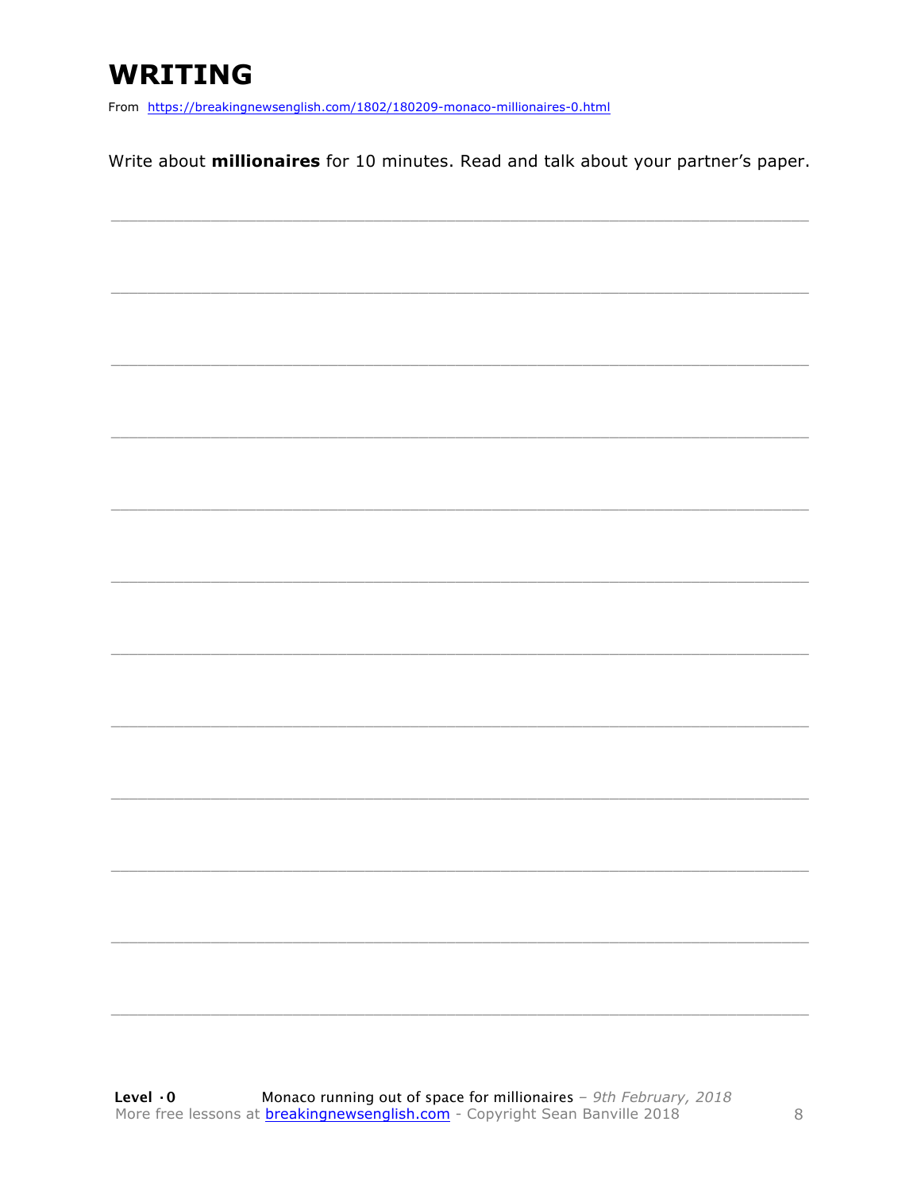# WRITING

From https://breakingnewsenglish.com/1802/180209-monaco-millionaires-0.html

Write about **millionaires** for 10 minutes. Read and talk about your partner's paper.